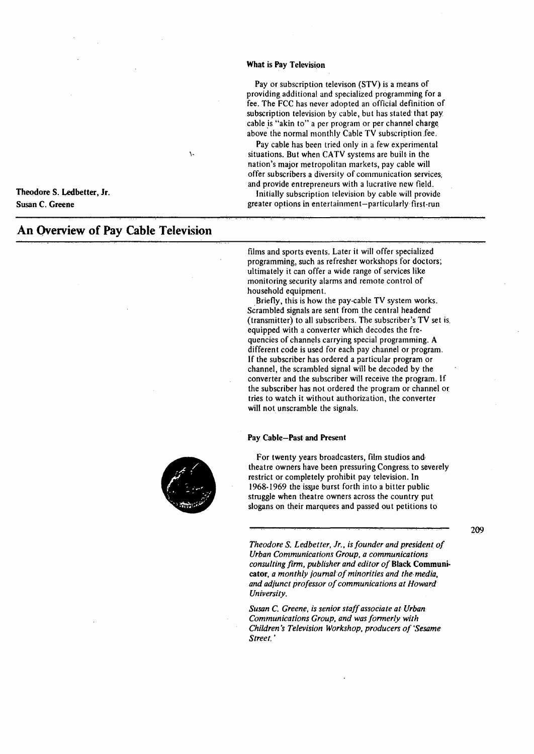Theodore S. Ledbetter, Jr.
Susan C. Greene

# An Overview of Pay Cable Television

### What is Pay Television

Pay or subscription televison (STV) is a means of providing additional and specialized programming for a fee. The FCC has never adopted an official definition of subscription television by cable, but has stated that pay cable is "akin to" a per program or per channel charge above the normal monthly Cable TV subscription fee.

Pay cable has been tried only in a few experimental situations. But when CATV systems are built in the nation's major metropolitan markets, pay cable will offer subscribers a diversity of communication services, and provide entrepreneurs with a lucrative new field.

Initially subscription television by cable will provide greater options in entertainment—particularly first-run films and sports events. Later it will offer specialized programming, such as refresher workshops for doctors; ultimately it can offer a wide range of services like monitoring security alarms and remote control of household equipment.

Briefly, this is how the pay-cable TV system works. Scrambled signals are sent from the central headend (transmitter) to all subscribers. The subscriber's TV set is equipped with a converter which decodes the frequencies of channels carrying special programming. A different code is used for each pay channel or program. If the subscriber has ordered a particular program or channel, the scrambled signal will be decoded by the converter and the subscriber will receive the program. If the subscriber has not ordered the program or channel or tries to watch it without authorization, the converter will not unscramble the signals.

### Pay Cable—Past and Present

For twenty years broadcasters, film studios and theatre owners have been pressuring Congress to severely restrict or completely prohibit pay television. In 1968-1969 the issue burst forth into a bitter public struggle when theatre owners across the country put slogans on their marquees and passed out petitions to

*Theodore S. Ledbetter, Jr., is founder and president of Urban Communications Group, a communications consulting firm, publisher and editor of* **Black Communicator**, *a monthly journal of minorities and the media, and adjunct professor of communications at Howard University.*

*Susan C. Greene, is senior staff associate at Urban Communications Group, and was formerly with Children's Television Workshop, producers of 'Sesame Street.'*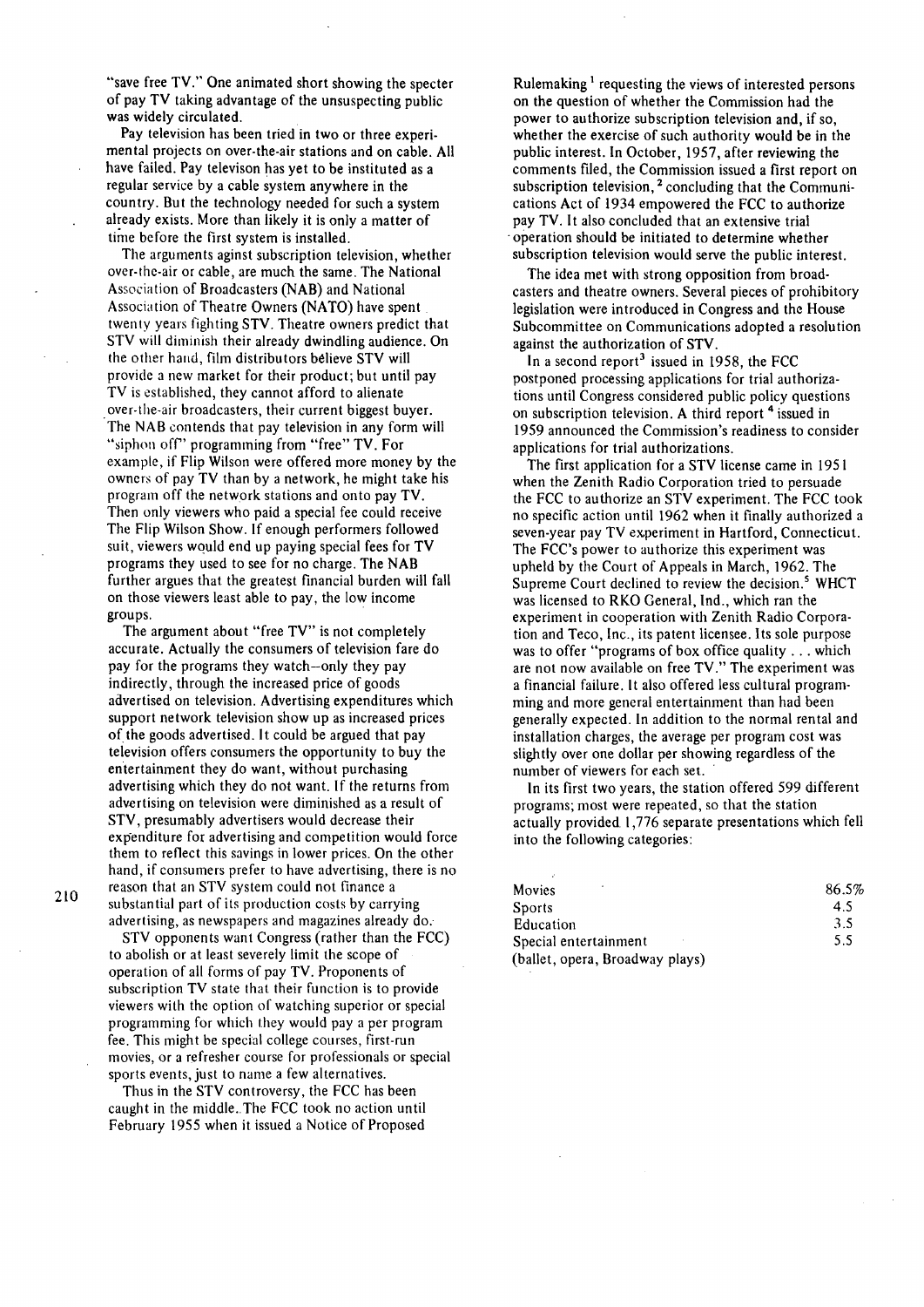"save free TV." One animated short showing the specter of pay TV taking advantage of the unsuspecting public was widely circulated.

Pay television has been tried in two or three experimental projects on over-the-air stations and on cable. All have failed. Pay televison has yet to be instituted as a regular service by a cable system anywhere in the country. But the technology needed for such a system already exists. More than likely it is only a matter of time before the first system is installed.

The arguments aginst subscription television, whether over-the-air or cable, are much the same. The National Association of Broadcasters (NAB) and National Association of Theatre Owners (NATO) have spent twenty years fighting STV. Theatre owners predict that STV will diminish their already dwindling audience. On the other hand, film distributors believe STV will provide a new market for their product; but until pay TV is established, they cannot afford to alienate over-the-air broadcasters, their current biggest buyer. The NAB contends that pay television in any form will "siphon off" programming from "free" TV. For example, if Flip Wilson were offered more money by the owners of pay TV than by a network, he might take his program off the network stations and onto pay TV. Then only viewers who paid a special fee could receive The Flip Wilson Show. If enough performers followed suit, viewers would end up paying special fees for TV programs they used to see for no charge. The NAB further argues that the greatest financial burden will fall on those viewers least able to pay, the low income groups.

The argument about "free TV" is not completely accurate. Actually the consumers of television fare do pay for the programs they watch—only they pay indirectly, through the increased price of goods advertised on television. Advertising expenditures which support network television show up as increased prices of the goods advertised. It could be argued that pay television offers consumers the opportunity to buy the entertainment they do want, without purchasing advertising which they do not want. If the returns from advertising on television were diminished as a result of STV, presumably advertisers would decrease their expenditure for advertising and competition would force them to reflect this savings in lower prices. On the other hand, if consumers prefer to have advertising, there is no reason that an STV system could not finance a substantial part of its production costs by carrying advertising, as newspapers and magazines already do.

STV opponents want Congress (rather than the FCC) to abolish or at least severely limit the scope of operation of all forms of pay TV. Proponents of subscription TV state that their function is to provide viewers with the option of watching superior or special programming for which they would pay a per program fee. This might be special college courses, first-run movies, or a refresher course for professionals or special sports events, just to name a few alternatives.

Thus in the STV controversy, the FCC has been caught in the middle. The FCC took no action until February 1955 when it issued a Notice of Proposed Rulemaking [1] requesting the views of interested persons on the question of whether the Commission had the power to authorize subscription television and, if so, whether the exercise of such authority would be in the public interest. In October, 1957, after reviewing the comments filed, the Commission issued a first report on subscription television, [2] concluding that the Communications Act of 1934 empowered the FCC to authorize pay TV. It also concluded that an extensive trial operation should be initiated to determine whether subscription television would serve the public interest.

The idea met with strong opposition from broadcasters and theatre owners. Several pieces of prohibitory legislation were introduced in Congress and the House Subcommittee on Communications adopted a resolution against the authorization of STV.

In a second report[3] issued in 1958, the FCC postponed processing applications for trial authorizations until Congress considered public policy questions on subscription television. A third report [4] issued in 1959 announced the Commission's readiness to consider applications for trial authorizations.

The first application for a STV license came in 1951 when the Zenith Radio Corporation tried to persuade the FCC to authorize an STV experiment. The FCC took no specific action until 1962 when it finally authorized a seven-year pay TV experiment in Hartford, Connecticut. The FCC's power to authorize this experiment was upheld by the Court of Appeals in March, 1962. The Supreme Court declined to review the decision.[5] WHCT was licensed to RKO General, Ind., which ran the experiment in cooperation with Zenith Radio Corporation and Teco, Inc., its patent licensee. Its sole purpose was to offer "programs of box office quality . . . which are not now available on free TV." The experiment was a financial failure. It also offered less cultural programming and more general entertainment than had been generally expected. In addition to the normal rental and installation charges, the average per program cost was slightly over one dollar per showing regardless of the number of viewers for each set.

In its first two years, the station offered 599 different programs; most were repeated, so that the station actually provided 1,776 separate presentations which fell into the following categories:

| Category | Percent |
|---|---|
| Movies | 86.5% |
| Sports | 4.5 |
| Education | 3.5 |
| Special entertainment (ballet, opera, Broadway plays) | 5.5 |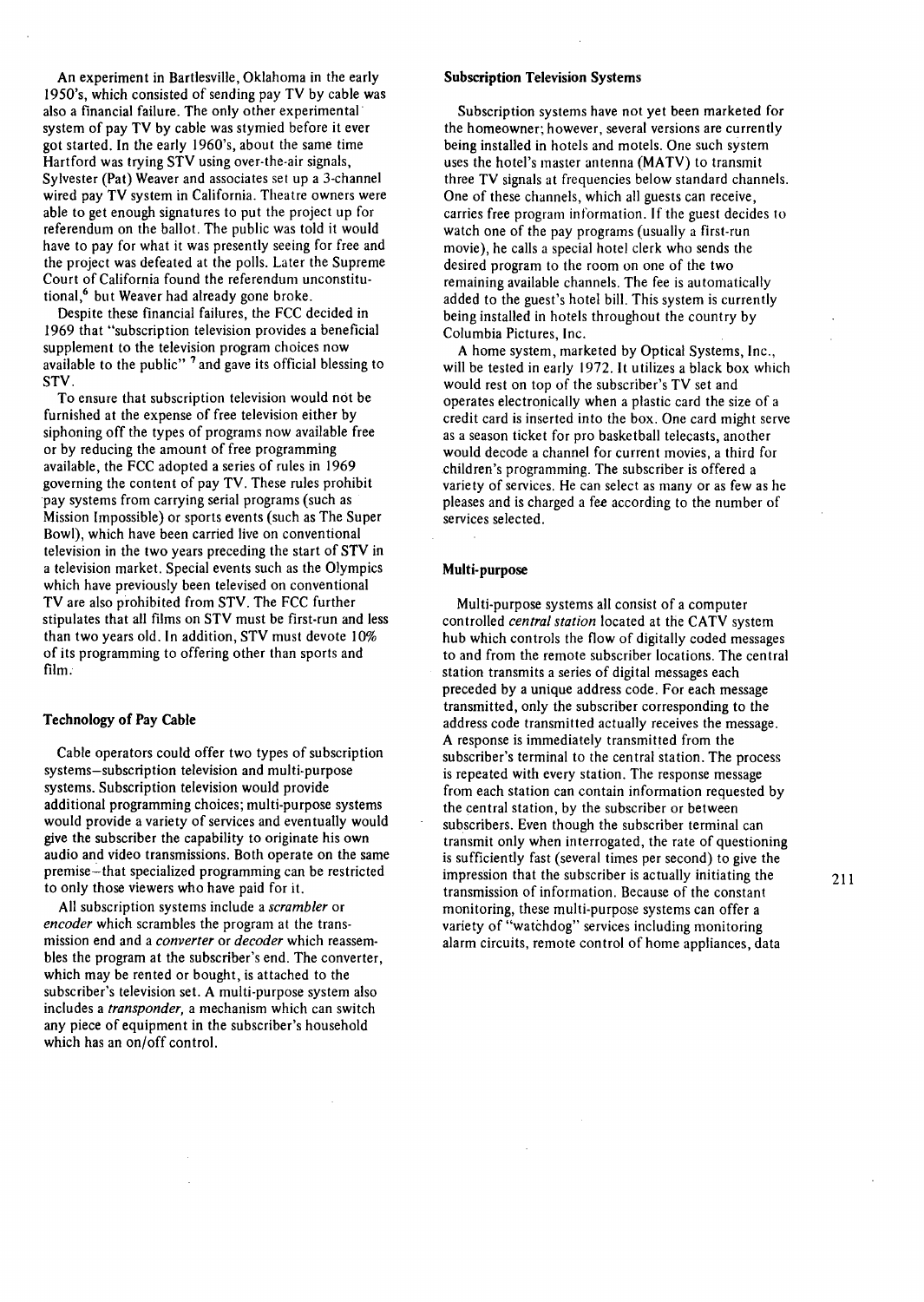An experiment in Bartlesville, Oklahoma in the early 1950's, which consisted of sending pay TV by cable was also a financial failure. The only other experimental system of pay TV by cable was stymied before it ever got started. In the early 1960's, about the same time Hartford was trying STV using over-the-air signals, Sylvester (Pat) Weaver and associates set up a 3-channel wired pay TV system in California. Theatre owners were able to get enough signatures to put the project up for referendum on the ballot. The public was told it would have to pay for what it was presently seeing for free and the project was defeated at the polls. Later the Supreme Court of California found the referendum unconstitutional,[6] but Weaver had already gone broke.

Despite these financial failures, the FCC decided in 1969 that "subscription television provides a beneficial supplement to the television program choices now available to the public" [7] and gave its official blessing to STV.

To ensure that subscription television would not be furnished at the expense of free television either by siphoning off the types of programs now available free or by reducing the amount of free programming available, the FCC adopted a series of rules in 1969 governing the content of pay TV. These rules prohibit pay systems from carrying serial programs (such as Mission Impossible) or sports events (such as The Super Bowl), which have been carried live on conventional television in the two years preceding the start of STV in a television market. Special events such as the Olympics which have previously been televised on conventional TV are also prohibited from STV. The FCC further stipulates that all films on STV must be first-run and less than two years old. In addition, STV must devote 10% of its programming to offering other than sports and film.

### Technology of Pay Cable

Cable operators could offer two types of subscription systems—subscription television and multi-purpose systems. Subscription television would provide additional programming choices; multi-purpose systems would provide a variety of services and eventually would give the subscriber the capability to originate his own audio and video transmissions. Both operate on the same premise—that specialized programming can be restricted to only those viewers who have paid for it.

All subscription systems include a *scrambler* or *encoder* which scrambles the program at the transmission end and a *converter* or *decoder* which reassembles the program at the subscriber's end. The converter, which may be rented or bought, is attached to the subscriber's television set. A multi-purpose system also includes a *transponder,* a mechanism which can switch any piece of equipment in the subscriber's household which has an on/off control.

### Subscription Television Systems

Subscription systems have not yet been marketed for the homeowner; however, several versions are currently being installed in hotels and motels. One such system uses the hotel's master antenna (MATV) to transmit three TV signals at frequencies below standard channels. One of these channels, which all guests can receive, carries free program information. If the guest decides to watch one of the pay programs (usually a first-run movie), he calls a special hotel clerk who sends the desired program to the room on one of the two remaining available channels. The fee is automatically added to the guest's hotel bill. This system is currently being installed in hotels throughout the country by Columbia Pictures, Inc.

A home system, marketed by Optical Systems, Inc., will be tested in early 1972. It utilizes a black box which would rest on top of the subscriber's TV set and operates electronically when a plastic card the size of a credit card is inserted into the box. One card might serve as a season ticket for pro basketball telecasts, another would decode a channel for current movies, a third for children's programming. The subscriber is offered a variety of services. He can select as many or as few as he pleases and is charged a fee according to the number of services selected.

### Multi-purpose

Multi-purpose systems all consist of a computer controlled *central station* located at the CATV system hub which controls the flow of digitally coded messages to and from the remote subscriber locations. The central station transmits a series of digital messages each preceded by a unique address code. For each message transmitted, only the subscriber corresponding to the address code transmitted actually receives the message. A response is immediately transmitted from the subscriber's terminal to the central station. The process is repeated with every station. The response message from each station can contain information requested by the central station, by the subscriber or between subscribers. Even though the subscriber terminal can transmit only when interrogated, the rate of questioning is sufficiently fast (several times per second) to give the impression that the subscriber is actually initiating the transmission of information. Because of the constant monitoring, these multi-purpose systems can offer a variety of "watchdog" services including monitoring alarm circuits, remote control of home appliances, data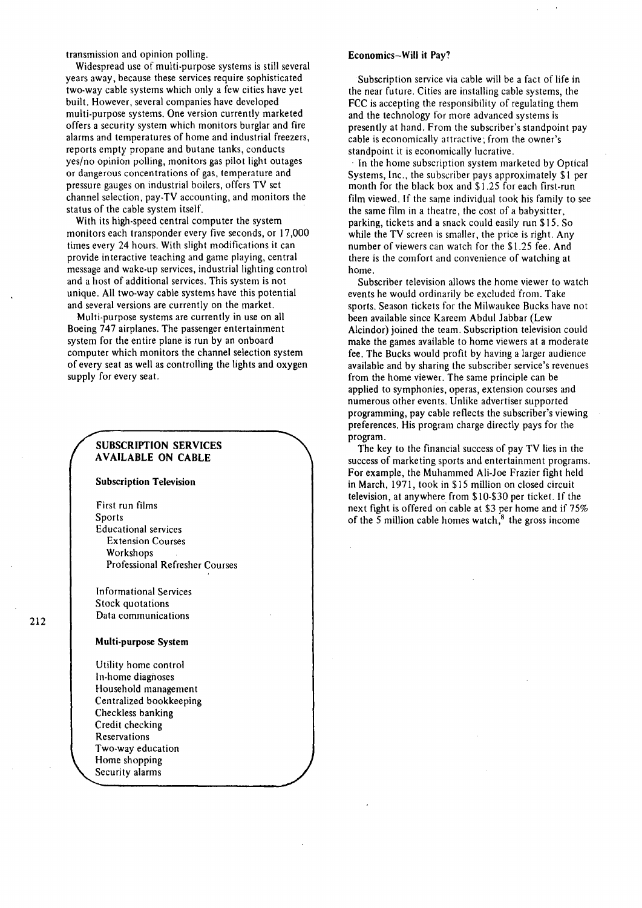transmission and opinion polling.

Widespread use of multi-purpose systems is still several years away, because these services require sophisticated two-way cable systems which only a few cities have yet built. However, several companies have developed multi-purpose systems. One version currently marketed offers a security system which monitors burglar and fire alarms and temperatures of home and industrial freezers, reports empty propane and butane tanks, conducts yes/no opinion polling, monitors gas pilot light outages or dangerous concentrations of gas, temperature and pressure gauges on industrial boilers, offers TV set channel selection, pay-TV accounting, and monitors the status of the cable system itself.

With its high-speed central computer the system monitors each transponder every five seconds, or 17,000 times every 24 hours. With slight modifications it can provide interactive teaching and game playing, central message and wake-up services, industrial lighting control and a host of additional services. This system is not unique. All two-way cable systems have this potential and several versions are currently on the market.

Multi-purpose systems are currently in use on all Boeing 747 airplanes. The passenger entertainment system for the entire plane is run by an onboard computer which monitors the channel selection system of every seat as well as controlling the lights and oxygen supply for every seat.

> **SUBSCRIPTION SERVICES AVAILABLE ON CABLE**
>
> **Subscription Television**
>
> First run films
> Sports
> Educational services
>   Extension Courses
>   Workshops
>   Professional Refresher Courses
>
> Informational Services
> Stock quotations
> Data communications
>
> **Multi-purpose System**
>
> Utility home control
> In-home diagnoses
> Household management
> Centralized bookkeeping
> Checkless banking
> Credit checking
> Reservations
> Two-way education
> Home shopping
> Security alarms

### Economics–Will it Pay?

Subscription service via cable will be a fact of life in the near future. Cities are installing cable systems, the FCC is accepting the responsibility of regulating them and the technology for more advanced systems is presently at hand. From the subscriber's standpoint pay cable is economically attractive; from the owner's standpoint it is economically lucrative.

In the home subscription system marketed by Optical Systems, Inc., the subscriber pays approximately $1 per month for the black box and $1.25 for each first-run film viewed. If the same individual took his family to see the same film in a theatre, the cost of a babysitter, parking, tickets and a snack could easily run $15. So while the TV screen is smaller, the price is right. Any number of viewers can watch for the $1.25 fee. And there is the comfort and convenience of watching at home.

Subscriber television allows the home viewer to watch events he would ordinarily be excluded from. Take sports. Season tickets for the Milwaukee Bucks have not been available since Kareem Abdul Jabbar (Lew Alcindor) joined the team. Subscription television could make the games available to home viewers at a moderate fee. The Bucks would profit by having a larger audience available and by sharing the subscriber service's revenues from the home viewer. The same principle can be applied to symphonies, operas, extension courses and numerous other events. Unlike advertiser supported programming, pay cable reflects the subscriber's viewing preferences. His program charge directly pays for the program.

The key to the financial success of pay TV lies in the success of marketing sports and entertainment programs. For example, the Muhammed Ali-Joe Frazier fight held in March, 1971, took in $15 million on closed circuit television, at anywhere from $10-$30 per ticket. If the next fight is offered on cable at $3 per home and if 75% of the 5 million cable homes watch,[8] the gross income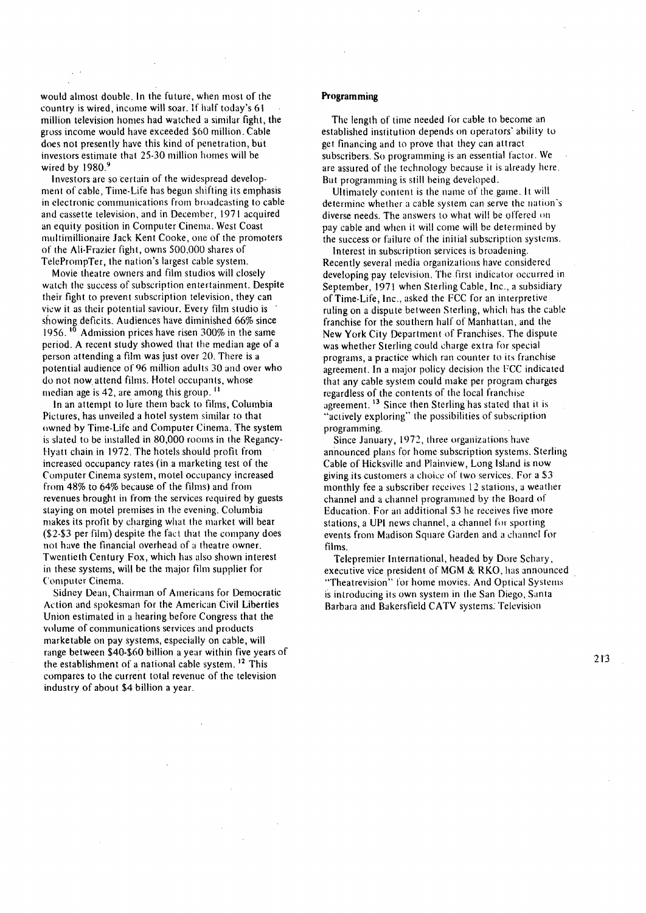would almost double. In the future, when most of the country is wired, income will soar. If half today's 61 million television homes had watched a similar fight, the gross income would have exceeded $60 million. Cable does not presently have this kind of penetration, but investors estimate that 25-30 million homes will be wired by 1980.[9]

Investors are so certain of the widespread development of cable, Time-Life has begun shifting its emphasis in electronic communications from broadcasting to cable and cassette television, and in December, 1971 acquired an equity position in Computer Cinema. West Coast multimillionaire Jack Kent Cooke, one of the promoters of the Ali-Frazier fight, owns 500,000 shares of TelePrompTer, the nation's largest cable system.

Movie theatre owners and film studios will closely watch the success of subscription entertainment. Despite their fight to prevent subscription television, they can view it as their potential saviour. Every film studio is showing deficits. Audiences have diminished 66% since 1956.[10] Admission prices have risen 300% in the same period. A recent study showed that the median age of a person attending a film was just over 20. There is a potential audience of 96 million adults 30 and over who do not now attend films. Hotel occupants, whose median age is 42, are among this group.[11]

In an attempt to lure them back to films, Columbia Pictures, has unveiled a hotel system similar to that owned by Time-Life and Computer Cinema. The system is slated to be installed in 80,000 rooms in the Regancy-Hyatt chain in 1972. The hotels should profit from increased occupancy rates (in a marketing test of the Computer Cinema system, motel occupancy increased from 48% to 64% because of the films) and from revenues brought in from the services required by guests staying on motel premises in the evening. Columbia makes its profit by charging what the market will bear ($2-$3 per film) despite the fact that the company does not have the financial overhead of a theatre owner. Twentieth Century Fox, which has also shown interest in these systems, will be the major film supplier for Computer Cinema.

Sidney Dean, Chairman of Americans for Democratic Action and spokesman for the American Civil Liberties Union estimated in a hearing before Congress that the volume of communications services and products marketable on pay systems, especially on cable, will range between $40-$60 billion a year within five years of the establishment of a national cable system.[12] This compares to the current total revenue of the television industry of about $4 billion a year.

**Programming**

The length of time needed for cable to become an established institution depends on operators' ability to get financing and to prove that they can attract subscribers. So programming is an essential factor. We are assured of the technology because it is already here. But programming is still being developed.

Ultimately content is the name of the game. It will determine whether a cable system can serve the nation's diverse needs. The answers to what will be offered on pay cable and when it will come will be determined by the success or failure of the initial subscription systems.

Interest in subscription services is broadening. Recently several media organizations have considered developing pay television. The first indicator occurred in September, 1971 when Sterling Cable, Inc., a subsidiary of Time-Life, Inc., asked the FCC for an interpretive ruling on a dispute between Sterling, which has the cable franchise for the southern half of Manhattan, and the New York City Department of Franchises. The dispute was whether Sterling could charge extra for special programs, a practice which ran counter to its franchise agreement. In a major policy decision the FCC indicated that any cable system could make per program charges regardless of the contents of the local franchise agreement.[13] Since then Sterling has stated that it is "actively exploring" the possibilities of subscription programming.

Since January, 1972, three organizations have announced plans for home subscription systems. Sterling Cable of Hicksville and Plainview, Long Island is now giving its customers a choice of two services. For a $3 monthly fee a subscriber receives 12 stations, a weather channel and a channel programmed by the Board of Education. For an additional $3 he receives five more stations, a UPI news channel, a channel for sporting events from Madison Square Garden and a channel for films.

Telepremier International, headed by Dore Schary, executive vice president of MGM & RKO, has announced "Theatrevision" for home movies. And Optical Systems is introducing its own system in the San Diego, Santa Barbara and Bakersfield CATV systems. Television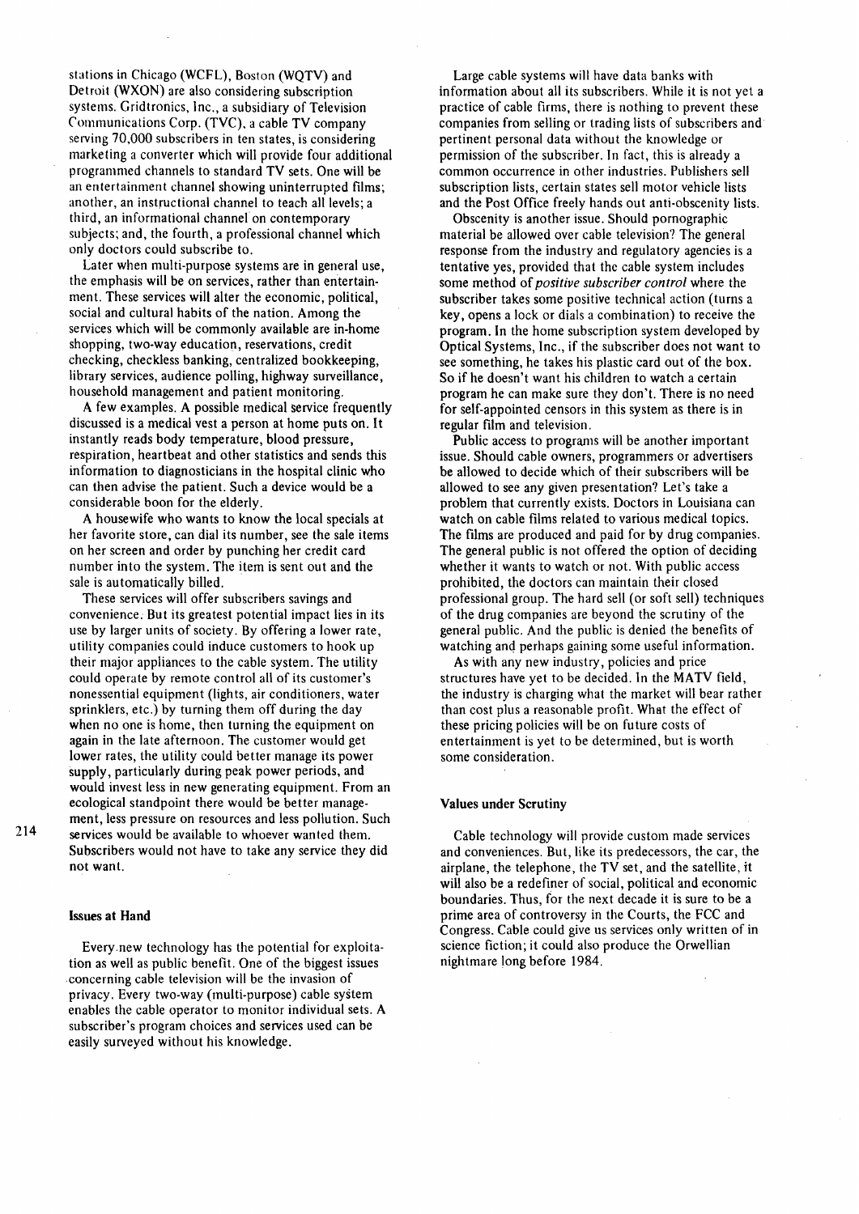stations in Chicago (WCFL), Boston (WQTV) and Detroit (WXON) are also considering subscription systems. Gridtronics, Inc., a subsidiary of Television Communications Corp. (TVC), a cable TV company serving 70,000 subscribers in ten states, is considering marketing a converter which will provide four additional programmed channels to standard TV sets. One will be an entertainment channel showing uninterrupted films; another, an instructional channel to teach all levels; a third, an informational channel on contemporary subjects; and, the fourth, a professional channel which only doctors could subscribe to.

Later when multi-purpose systems are in general use, the emphasis will be on services, rather than entertainment. These services will alter the economic, political, social and cultural habits of the nation. Among the services which will be commonly available are in-home shopping, two-way education, reservations, credit checking, checkless banking, centralized bookkeeping, library services, audience polling, highway surveillance, household management and patient monitoring.

A few examples. A possible medical service frequently discussed is a medical vest a person at home puts on. It instantly reads body temperature, blood pressure, respiration, heartbeat and other statistics and sends this information to diagnosticians in the hospital clinic who can then advise the patient. Such a device would be a considerable boon for the elderly.

A housewife who wants to know the local specials at her favorite store, can dial its number, see the sale items on her screen and order by punching her credit card number into the system. The item is sent out and the sale is automatically billed.

These services will offer subscribers savings and convenience. But its greatest potential impact lies in its use by larger units of society. By offering a lower rate, utility companies could induce customers to hook up their major appliances to the cable system. The utility could operate by remote control all of its customer's nonessential equipment (lights, air conditioners, water sprinklers, etc.) by turning them off during the day when no one is home, then turning the equipment on again in the late afternoon. The customer would get lower rates, the utility could better manage its power supply, particularly during peak power periods, and would invest less in new generating equipment. From an ecological standpoint there would be better management, less pressure on resources and less pollution. Such services would be available to whoever wanted them. Subscribers would not have to take any service they did not want.

### Issues at Hand

Every new technology has the potential for exploitation as well as public benefit. One of the biggest issues concerning cable television will be the invasion of privacy. Every two-way (multi-purpose) cable system enables the cable operator to monitor individual sets. A subscriber's program choices and services used can be easily surveyed without his knowledge.

Large cable systems will have data banks with information about all its subscribers. While it is not yet a practice of cable firms, there is nothing to prevent these companies from selling or trading lists of subscribers and pertinent personal data without the knowledge or permission of the subscriber. In fact, this is already a common occurrence in other industries. Publishers sell subscription lists, certain states sell motor vehicle lists and the Post Office freely hands out anti-obscenity lists.

Obscenity is another issue. Should pornographic material be allowed over cable television? The general response from the industry and regulatory agencies is a tentative yes, provided that the cable system includes some method of *positive subscriber control* where the subscriber takes some positive technical action (turns a key, opens a lock or dials a combination) to receive the program. In the home subscription system developed by Optical Systems, Inc., if the subscriber does not want to see something, he takes his plastic card out of the box. So if he doesn't want his children to watch a certain program he can make sure they don't. There is no need for self-appointed censors in this system as there is in regular film and television.

Public access to programs will be another important issue. Should cable owners, programmers or advertisers be allowed to decide which of their subscribers will be allowed to see any given presentation? Let's take a problem that currently exists. Doctors in Louisiana can watch on cable films related to various medical topics. The films are produced and paid for by drug companies. The general public is not offered the option of deciding whether it wants to watch or not. With public access prohibited, the doctors can maintain their closed professional group. The hard sell (or soft sell) techniques of the drug companies are beyond the scrutiny of the general public. And the public is denied the benefits of watching and perhaps gaining some useful information.

As with any new industry, policies and price structures have yet to be decided. In the MATV field, the industry is charging what the market will bear rather than cost plus a reasonable profit. What the effect of these pricing policies will be on future costs of entertainment is yet to be determined, but is worth some consideration.

### Values under Scrutiny

Cable technology will provide custom made services and conveniences. But, like its predecessors, the car, the airplane, the telephone, the TV set, and the satellite, it will also be a redefiner of social, political and economic boundaries. Thus, for the next decade it is sure to be a prime area of controversy in the Courts, the FCC and Congress. Cable could give us services only written of in science fiction; it could also produce the Orwellian nightmare long before 1984.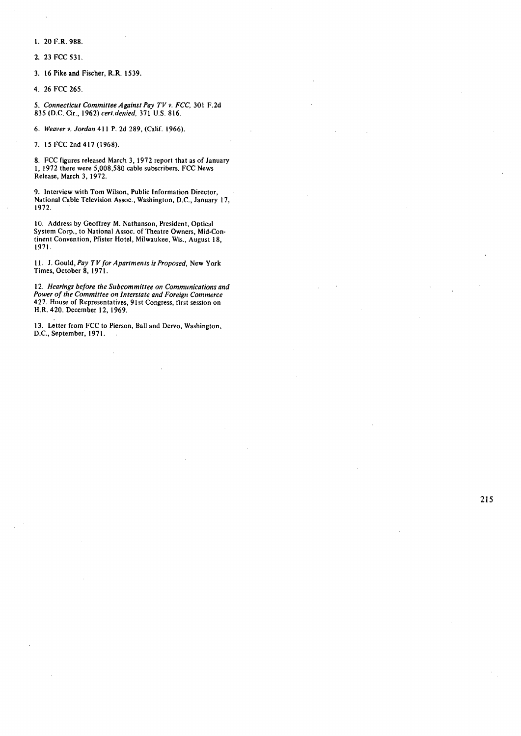1. 20 F.R. 988.

2. 23 FCC 531.

3. 16 Pike and Fischer, R.R. 1539.

4. 26 FCC 265.

5. *Connecticut Committee Against Pay TV v. FCC,* 301 F.2d 835 (D.C. Cir., 1962) *cert.denied,* 371 U.S. 816.

6. *Weaver v. Jordan* 411 P. 2d 289, (Calif. 1966).

7. 15 FCC 2nd 417 (1968).

8. FCC figures released March 3, 1972 report that as of January 1, 1972 there were 5,008,580 cable subscribers. FCC News Release, March 3, 1972.

9. Interview with Tom Wilson, Public Information Director, National Cable Television Assoc., Washington, D.C., January 17, 1972.

10. Address by Geoffrey M. Nathanson, President, Optical System Corp., to National Assoc. of Theatre Owners, Mid-Continent Convention, Pfister Hotel, Milwaukee, Wis., August 18, 1971.

11. J. Gould, *Pay TV for Apartments is Proposed,* New York Times, October 8, 1971.

12. *Hearings before the Subcommittee on Communications and Power of the Committee on Interstate and Foreign Commerce* 427. House of Representatives, 91st Congress, first session on H.R. 420. December 12, 1969.

13. Letter from FCC to Pierson, Ball and Dervo, Washington, D.C., September, 1971.